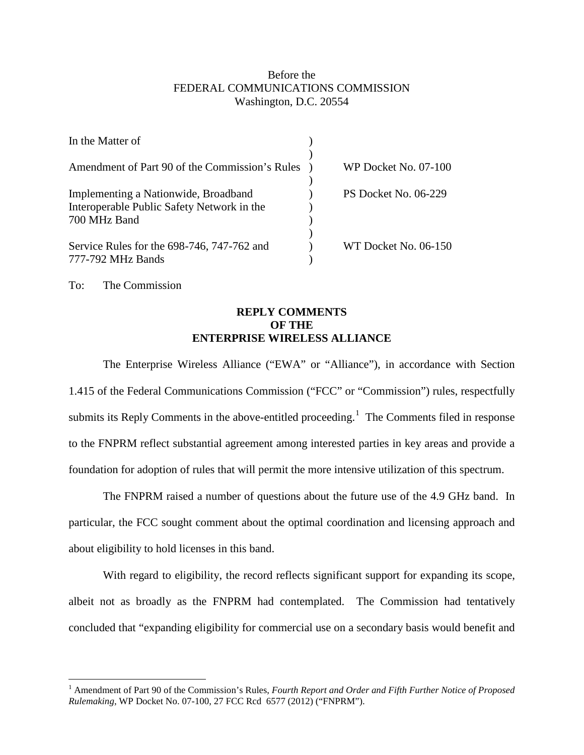Before the
FEDERAL COMMUNICATIONS COMMISSION
Washington, D.C. 20554

| | | |
|---|---|---|
| In the Matter of | ) | |
| | ) | |
| Amendment of Part 90 of the Commission's Rules | ) | WP Docket No. 07-100 |
| | ) | |
| Implementing a Nationwide, Broadband Interoperable Public Safety Network in the 700 MHz Band | ) | PS Docket No. 06-229 |
| | ) | |
| Service Rules for the 698-746, 747-762 and 777-792 MHz Bands | ) | WT Docket No. 06-150 |

To: The Commission

**REPLY COMMENTS
OF THE
ENTERPRISE WIRELESS ALLIANCE**

The Enterprise Wireless Alliance ("EWA" or "Alliance"), in accordance with Section 1.415 of the Federal Communications Commission ("FCC" or "Commission") rules, respectfully submits its Reply Comments in the above-entitled proceeding.[1] The Comments filed in response to the FNPRM reflect substantial agreement among interested parties in key areas and provide a foundation for adoption of rules that will permit the more intensive utilization of this spectrum.

The FNPRM raised a number of questions about the future use of the 4.9 GHz band. In particular, the FCC sought comment about the optimal coordination and licensing approach and about eligibility to hold licenses in this band.

With regard to eligibility, the record reflects significant support for expanding its scope, albeit not as broadly as the FNPRM had contemplated. The Commission had tentatively concluded that "expanding eligibility for commercial use on a secondary basis would benefit and

[1] Amendment of Part 90 of the Commission's Rules, *Fourth Report and Order and Fifth Further Notice of Proposed Rulemaking*, WP Docket No. 07-100, 27 FCC Rcd 6577 (2012) ("FNPRM").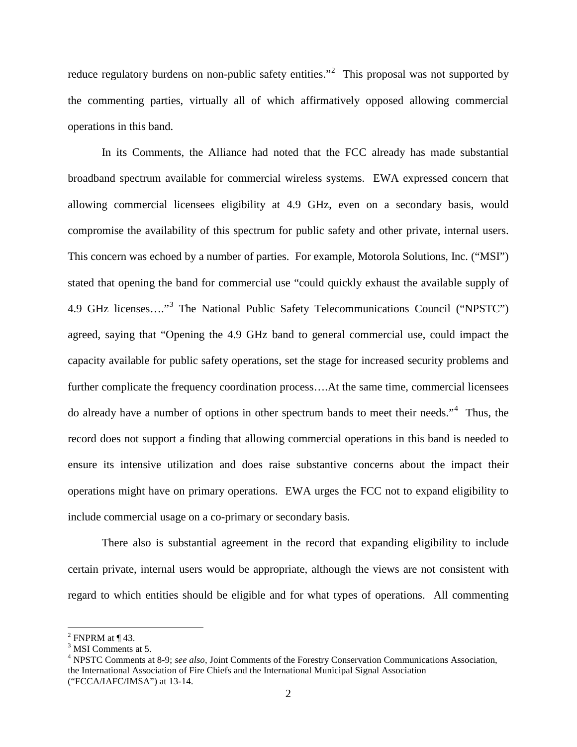reduce regulatory burdens on non-public safety entities."[2] This proposal was not supported by the commenting parties, virtually all of which affirmatively opposed allowing commercial operations in this band.

In its Comments, the Alliance had noted that the FCC already has made substantial broadband spectrum available for commercial wireless systems. EWA expressed concern that allowing commercial licensees eligibility at 4.9 GHz, even on a secondary basis, would compromise the availability of this spectrum for public safety and other private, internal users. This concern was echoed by a number of parties. For example, Motorola Solutions, Inc. ("MSI") stated that opening the band for commercial use "could quickly exhaust the available supply of 4.9 GHz licenses…."[3] The National Public Safety Telecommunications Council ("NPSTC") agreed, saying that "Opening the 4.9 GHz band to general commercial use, could impact the capacity available for public safety operations, set the stage for increased security problems and further complicate the frequency coordination process….At the same time, commercial licensees do already have a number of options in other spectrum bands to meet their needs."[4] Thus, the record does not support a finding that allowing commercial operations in this band is needed to ensure its intensive utilization and does raise substantive concerns about the impact their operations might have on primary operations. EWA urges the FCC not to expand eligibility to include commercial usage on a co-primary or secondary basis.

There also is substantial agreement in the record that expanding eligibility to include certain private, internal users would be appropriate, although the views are not consistent with regard to which entities should be eligible and for what types of operations. All commenting

---

[2] FNPRM at ¶ 43.

[3] MSI Comments at 5.

[4] NPSTC Comments at 8-9; *see also*, Joint Comments of the Forestry Conservation Communications Association, the International Association of Fire Chiefs and the International Municipal Signal Association ("FCCA/IAFC/IMSA") at 13-14.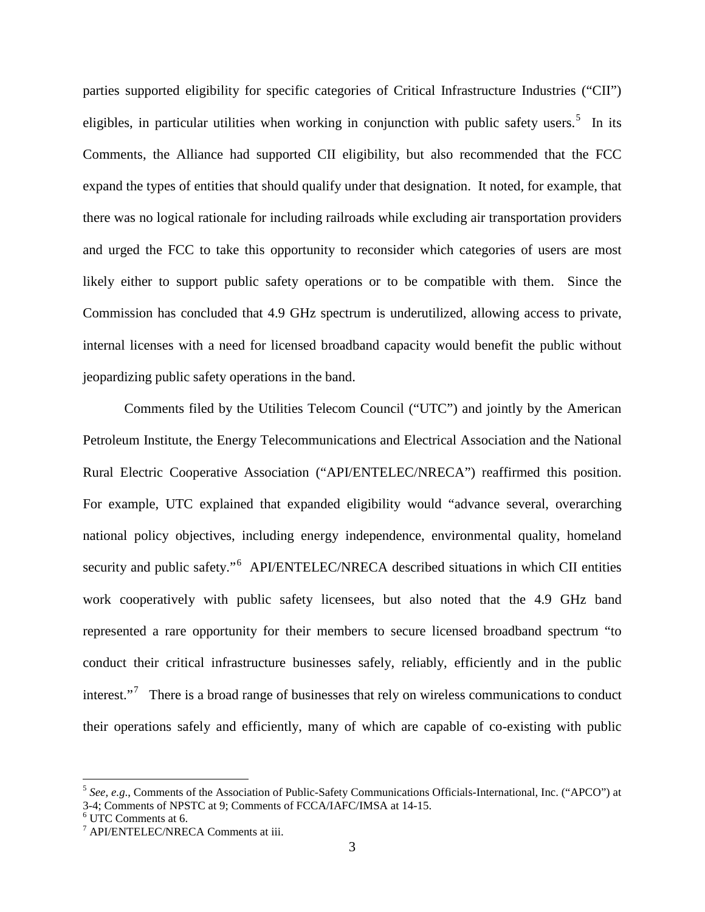parties supported eligibility for specific categories of Critical Infrastructure Industries ("CII") eligibles, in particular utilities when working in conjunction with public safety users.[5] In its Comments, the Alliance had supported CII eligibility, but also recommended that the FCC expand the types of entities that should qualify under that designation. It noted, for example, that there was no logical rationale for including railroads while excluding air transportation providers and urged the FCC to take this opportunity to reconsider which categories of users are most likely either to support public safety operations or to be compatible with them. Since the Commission has concluded that 4.9 GHz spectrum is underutilized, allowing access to private, internal licenses with a need for licensed broadband capacity would benefit the public without jeopardizing public safety operations in the band.

Comments filed by the Utilities Telecom Council ("UTC") and jointly by the American Petroleum Institute, the Energy Telecommunications and Electrical Association and the National Rural Electric Cooperative Association ("API/ENTELEC/NRECA") reaffirmed this position. For example, UTC explained that expanded eligibility would "advance several, overarching national policy objectives, including energy independence, environmental quality, homeland security and public safety."[6] API/ENTELEC/NRECA described situations in which CII entities work cooperatively with public safety licensees, but also noted that the 4.9 GHz band represented a rare opportunity for their members to secure licensed broadband spectrum "to conduct their critical infrastructure businesses safely, reliably, efficiently and in the public interest."[7] There is a broad range of businesses that rely on wireless communications to conduct their operations safely and efficiently, many of which are capable of co-existing with public

---

[5] *See, e.g.*, Comments of the Association of Public-Safety Communications Officials-International, Inc. ("APCO") at 3-4; Comments of NPSTC at 9; Comments of FCCA/IAFC/IMSA at 14-15.

[6] UTC Comments at 6.

[7] API/ENTELEC/NRECA Comments at iii.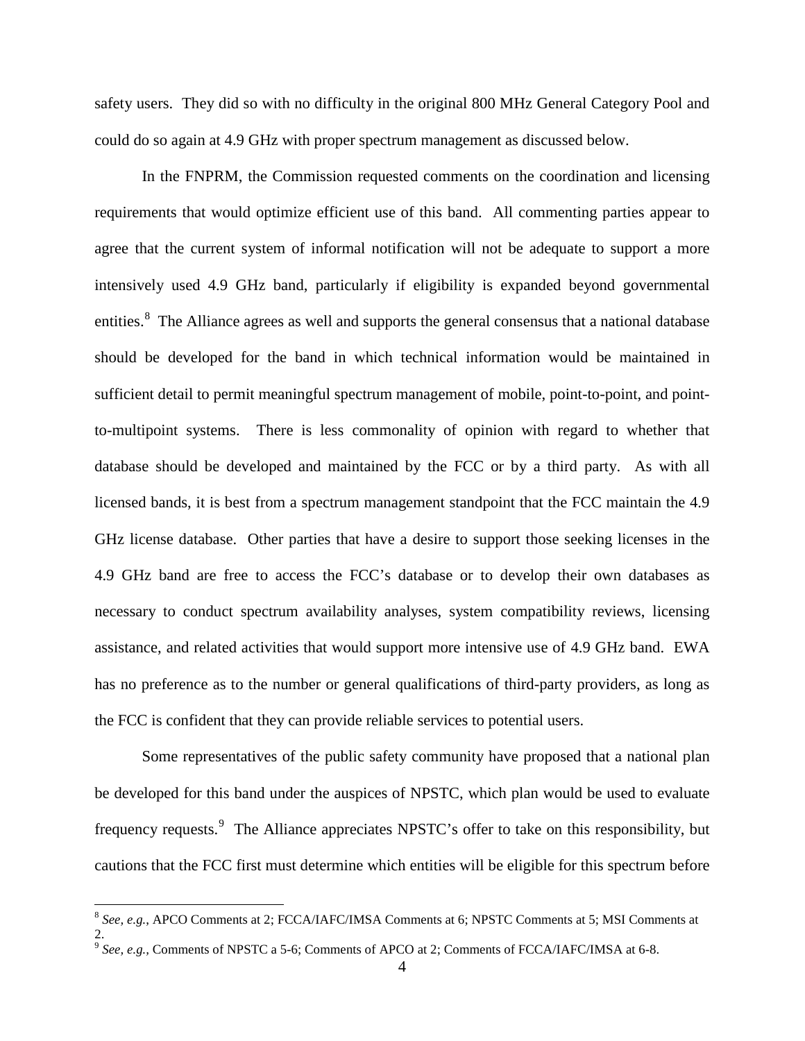safety users. They did so with no difficulty in the original 800 MHz General Category Pool and could do so again at 4.9 GHz with proper spectrum management as discussed below.

In the FNPRM, the Commission requested comments on the coordination and licensing requirements that would optimize efficient use of this band. All commenting parties appear to agree that the current system of informal notification will not be adequate to support a more intensively used 4.9 GHz band, particularly if eligibility is expanded beyond governmental entities.[8] The Alliance agrees as well and supports the general consensus that a national database should be developed for the band in which technical information would be maintained in sufficient detail to permit meaningful spectrum management of mobile, point-to-point, and point-to-multipoint systems. There is less commonality of opinion with regard to whether that database should be developed and maintained by the FCC or by a third party. As with all licensed bands, it is best from a spectrum management standpoint that the FCC maintain the 4.9 GHz license database. Other parties that have a desire to support those seeking licenses in the 4.9 GHz band are free to access the FCC's database or to develop their own databases as necessary to conduct spectrum availability analyses, system compatibility reviews, licensing assistance, and related activities that would support more intensive use of 4.9 GHz band. EWA has no preference as to the number or general qualifications of third-party providers, as long as the FCC is confident that they can provide reliable services to potential users.

Some representatives of the public safety community have proposed that a national plan be developed for this band under the auspices of NPSTC, which plan would be used to evaluate frequency requests.[9] The Alliance appreciates NPSTC's offer to take on this responsibility, but cautions that the FCC first must determine which entities will be eligible for this spectrum before

---

[8] *See, e.g.*, APCO Comments at 2; FCCA/IAFC/IMSA Comments at 6; NPSTC Comments at 5; MSI Comments at 2.

[9] *See, e.g.*, Comments of NPSTC a 5-6; Comments of APCO at 2; Comments of FCCA/IAFC/IMSA at 6-8.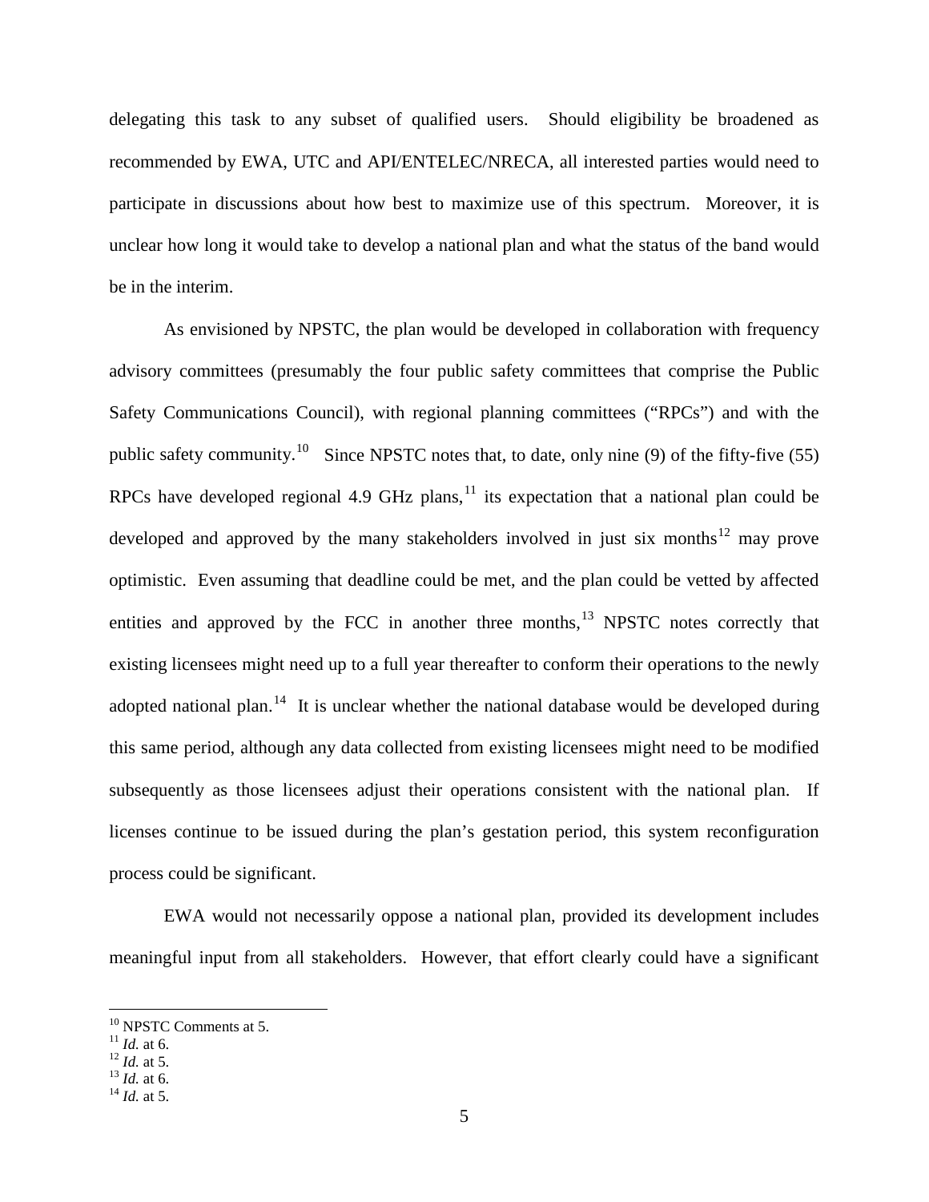delegating this task to any subset of qualified users. Should eligibility be broadened as recommended by EWA, UTC and API/ENTELEC/NRECA, all interested parties would need to participate in discussions about how best to maximize use of this spectrum. Moreover, it is unclear how long it would take to develop a national plan and what the status of the band would be in the interim.

As envisioned by NPSTC, the plan would be developed in collaboration with frequency advisory committees (presumably the four public safety committees that comprise the Public Safety Communications Council), with regional planning committees ("RPCs") and with the public safety community.[10] Since NPSTC notes that, to date, only nine (9) of the fifty-five (55) RPCs have developed regional 4.9 GHz plans,[11] its expectation that a national plan could be developed and approved by the many stakeholders involved in just six months[12] may prove optimistic. Even assuming that deadline could be met, and the plan could be vetted by affected entities and approved by the FCC in another three months,[13] NPSTC notes correctly that existing licensees might need up to a full year thereafter to conform their operations to the newly adopted national plan.[14] It is unclear whether the national database would be developed during this same period, although any data collected from existing licensees might need to be modified subsequently as those licensees adjust their operations consistent with the national plan. If licenses continue to be issued during the plan's gestation period, this system reconfiguration process could be significant.

EWA would not necessarily oppose a national plan, provided its development includes meaningful input from all stakeholders. However, that effort clearly could have a significant

---

[10] NPSTC Comments at 5.
[11] *Id.* at 6.
[12] *Id.* at 5.
[13] *Id.* at 6.
[14] *Id.* at 5.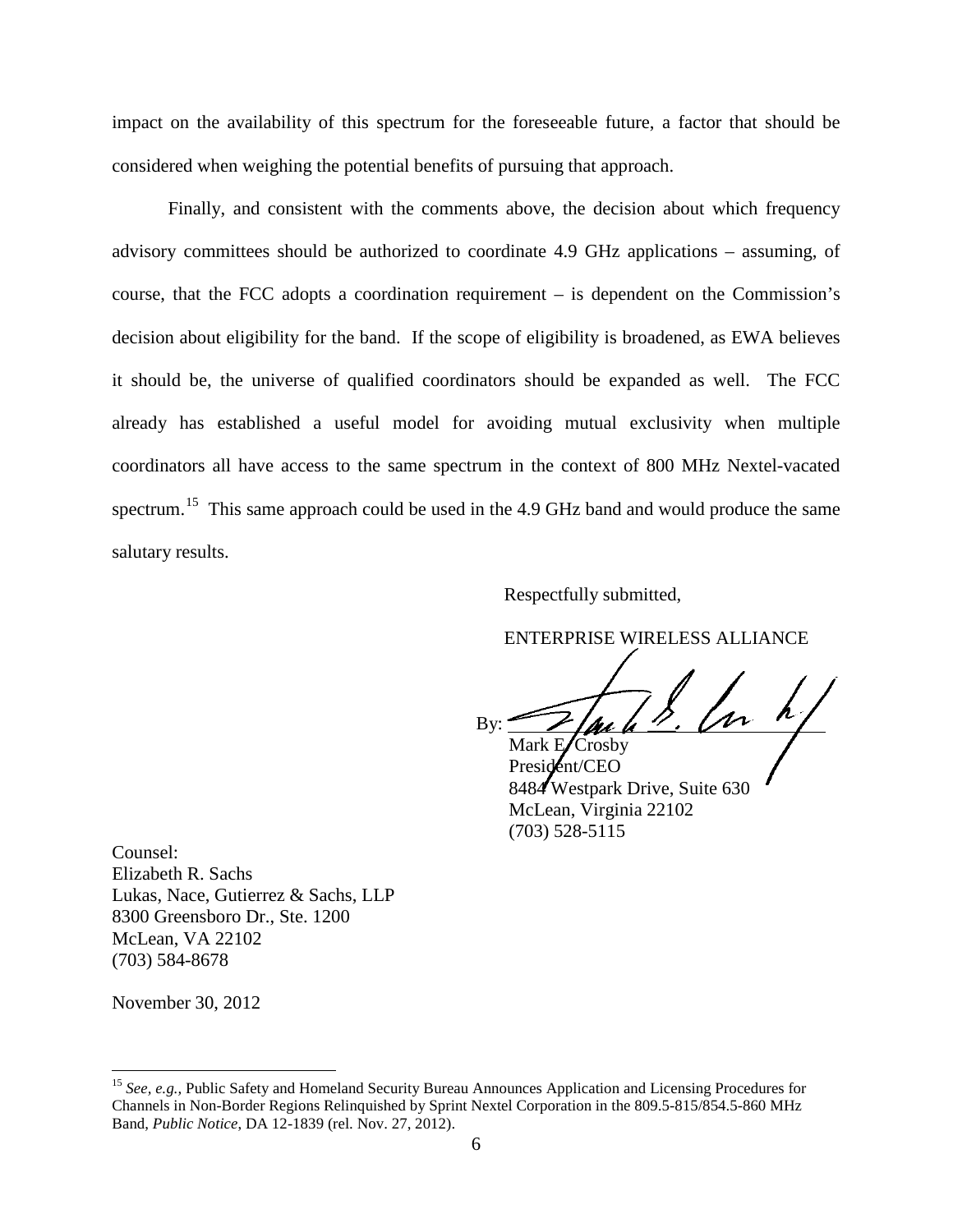impact on the availability of this spectrum for the foreseeable future, a factor that should be considered when weighing the potential benefits of pursuing that approach.

Finally, and consistent with the comments above, the decision about which frequency advisory committees should be authorized to coordinate 4.9 GHz applications – assuming, of course, that the FCC adopts a coordination requirement – is dependent on the Commission's decision about eligibility for the band. If the scope of eligibility is broadened, as EWA believes it should be, the universe of qualified coordinators should be expanded as well. The FCC already has established a useful model for avoiding mutual exclusivity when multiple coordinators all have access to the same spectrum in the context of 800 MHz Nextel-vacated spectrum.[15] This same approach could be used in the 4.9 GHz band and would produce the same salutary results.

Respectfully submitted,

ENTERPRISE WIRELESS ALLIANCE

By: ______________________________
Mark E. Crosby
President/CEO
8484 Westpark Drive, Suite 630
McLean, Virginia 22102
(703) 528-5115

Counsel:
Elizabeth R. Sachs
Lukas, Nace, Gutierrez & Sachs, LLP
8300 Greensboro Dr., Ste. 1200
McLean, VA 22102
(703) 584-8678

November 30, 2012

[15] *See, e.g.,* Public Safety and Homeland Security Bureau Announces Application and Licensing Procedures for Channels in Non-Border Regions Relinquished by Sprint Nextel Corporation in the 809.5-815/854.5-860 MHz Band, *Public Notice*, DA 12-1839 (rel. Nov. 27, 2012).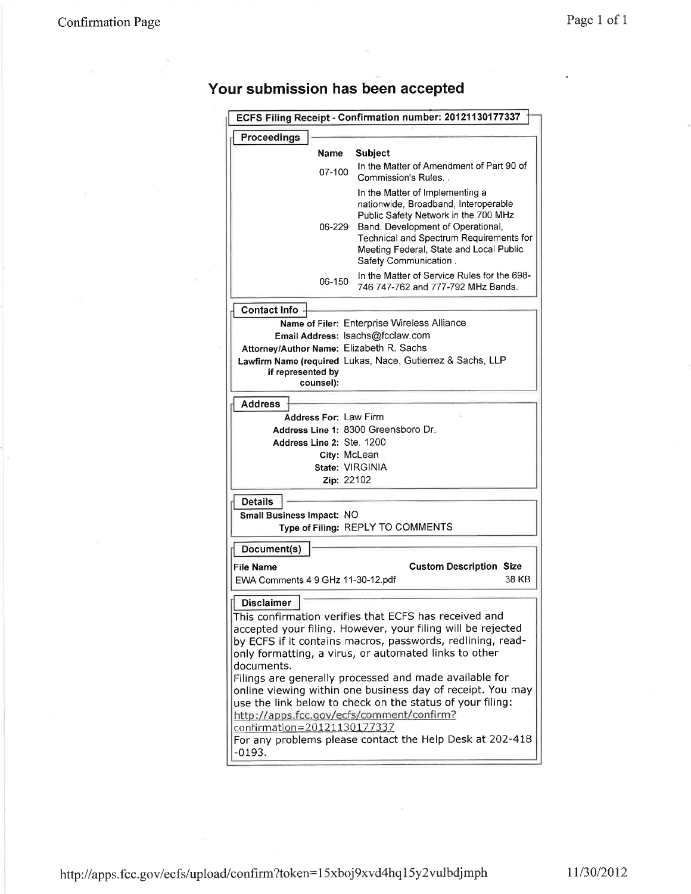# Your submission has been accepted

**ECFS Filing Receipt - Confirmation number: 20121130177337**

## Proceedings

| Name | Subject |
|---|---|
| 07-100 | In the Matter of Amendment of Part 90 of Commission's Rules. . |
| 06-229 | In the Matter of Implementing a nationwide, Broadband, Interoperable Public Safety Network in the 700 MHz Band. Development of Operational, Technical and Spectrum Requirements for Meeting Federal, State and Local Public Safety Communication . |
| 06-150 | In the Matter of Service Rules for the 698-746 747-762 and 777-792 MHz Bands. |

## Contact Info

**Name of Filer:** Enterprise Wireless Alliance
**Email Address:** lsachs@fcclaw.com
**Attorney/Author Name:** Elizabeth R. Sachs
**Lawfirm Name (required if represented by counsel):** Lukas, Nace, Gutierrez & Sachs, LLP

## Address

**Address For:** Law Firm
**Address Line 1:** 8300 Greensboro Dr.
**Address Line 2:** Ste. 1200
**City:** McLean
**State:** VIRGINIA
**Zip:** 22102

## Details

**Small Business Impact:** NO
**Type of Filing:** REPLY TO COMMENTS

## Document(s)

| File Name | Custom Description | Size |
|---|---|---|
| EWA Comments 4 9 GHz 11-30-12.pdf | | 38 KB |

## Disclaimer

This confirmation verifies that ECFS has received and accepted your filing. However, your filing will be rejected by ECFS if it contains macros, passwords, redlining, read-only formatting, a virus, or automated links to other documents.

Filings are generally processed and made available for online viewing within one business day of receipt. You may use the link below to check on the status of your filing:
http://apps.fcc.gov/ecfs/comment/confirm?confirmation=20121130177337

For any problems please contact the Help Desk at 202-418-0193.